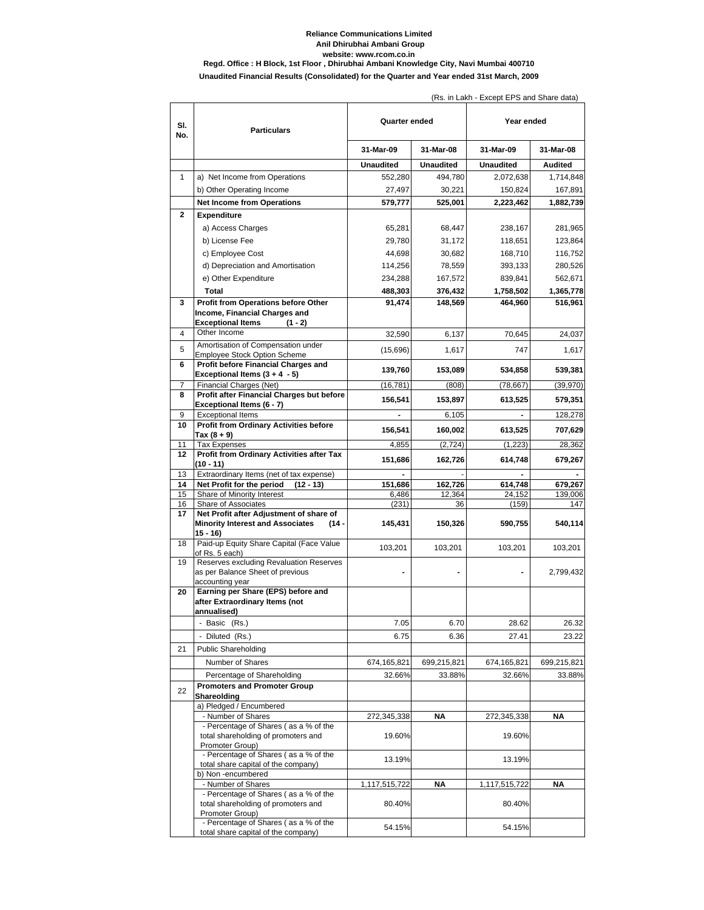**Reliance Communications Limited**

**Anil Dhirubhai Ambani Group**

**website: www.rcom.co.in**

**Regd. Office : H Block, 1st Floor , Dhirubhai Ambani Knowledge City, Navi Mumbai 400710**

**Unaudited Financial Results (Consolidated) for the Quarter and Year ended 31st March, 2009**

(Rs. in Lakh - Except EPS and Share data)

| Sl. No. | Particulars | Quarter ended | | Year ended | |
|---|---|---|---|---|---|
| | | 31-Mar-09 | 31-Mar-08 | 31-Mar-09 | 31-Mar-08 |
| | | **Unaudited** | **Unaudited** | **Unaudited** | **Audited** |
| 1 | a) Net Income from Operations | 552,280 | 494,780 | 2,072,638 | 1,714,848 |
| | b) Other Operating Income | 27,497 | 30,221 | 150,824 | 167,891 |
| | **Net Income from Operations** | **579,777** | **525,001** | **2,223,462** | **1,882,739** |
| **2** | **Expenditure** | | | | |
| | a) Access Charges | 65,281 | 68,447 | 238,167 | 281,965 |
| | b) License Fee | 29,780 | 31,172 | 118,651 | 123,864 |
| | c) Employee Cost | 44,698 | 30,682 | 168,710 | 116,752 |
| | d) Depreciation and Amortisation | 114,256 | 78,559 | 393,133 | 280,526 |
| | e) Other Expenditure | 234,288 | 167,572 | 839,841 | 562,671 |
| | **Total** | **488,303** | **376,432** | **1,758,502** | **1,365,778** |
| **3** | **Profit from Operations before Other Income, Financial Charges and Exceptional Items (1 - 2)** | **91,474** | **148,569** | **464,960** | **516,961** |
| 4 | Other Income | 32,590 | 6,137 | 70,645 | 24,037 |
| 5 | Amortisation of Compensation under Employee Stock Option Scheme | (15,696) | 1,617 | 747 | 1,617 |
| **6** | **Profit before Financial Charges and Exceptional Items (3 + 4 - 5)** | **139,760** | **153,089** | **534,858** | **539,381** |
| 7 | Financial Charges (Net) | (16,781) | (808) | (78,667) | (39,970) |
| **8** | **Profit after Financial Charges but before Exceptional Items (6 - 7)** | **156,541** | **153,897** | **613,525** | **579,351** |
| 9 | Exceptional Items | **-** | 6,105 | **-** | 128,278 |
| **10** | **Profit from Ordinary Activities before Tax (8 + 9)** | **156,541** | **160,002** | **613,525** | **707,629** |
| 11 | Tax Expenses | 4,855 | (2,724) | (1,223) | 28,362 |
| **12** | **Profit from Ordinary Activities after Tax (10 - 11)** | **151,686** | **162,726** | **614,748** | **679,267** |
| 13 | Extraordinary Items (net of tax expense) | **-** | - | **-** | **-** |
| **14** | **Net Profit for the period (12 - 13)** | **151,686** | **162,726** | **614,748** | **679,267** |
| 15 | Share of Minority Interest | 6,486 | 12,364 | 24,152 | 139,006 |
| 16 | Share of Associates | (231) | 36 | (159) | 147 |
| **17** | **Net Profit after Adjustment of share of Minority Interest and Associates (14 - 15 - 16)** | **145,431** | **150,326** | **590,755** | **540,114** |
| 18 | Paid-up Equity Share Capital (Face Value of Rs. 5 each) | 103,201 | 103,201 | 103,201 | 103,201 |
| 19 | Reserves excluding Revaluation Reserves as per Balance Sheet of previous accounting year | **-** | **-** | **-** | 2,799,432 |
| **20** | **Earning per Share (EPS) before and after Extraordinary Items (not annualised)** | | | | |
| | - Basic (Rs.) | 7.05 | 6.70 | 28.62 | 26.32 |
| | - Diluted (Rs.) | 6.75 | 6.36 | 27.41 | 23.22 |
| 21 | Public Shareholding | | | | |
| | Number of Shares | 674,165,821 | 699,215,821 | 674,165,821 | 699,215,821 |
| | Percentage of Shareholding | 32.66% | 33.88% | 32.66% | 33.88% |
| 22 | **Promoters and Promoter Group Shareolding** | | | | |
| | a) Pledged / Encumbered | | | | |
| | - Number of Shares | 272,345,338 | **NA** | 272,345,338 | **NA** |
| | - Percentage of Shares ( as a % of the total shareholding of promoters and Promoter Group) | 19.60% | | 19.60% | |
| | - Percentage of Shares ( as a % of the total share capital of the company) | 13.19% | | 13.19% | |
| | b) Non -encumbered | | | | |
| | - Number of Shares | 1,117,515,722 | **NA** | 1,117,515,722 | **NA** |
| | - Percentage of Shares ( as a % of the total shareholding of promoters and Promoter Group) | 80.40% | | 80.40% | |
| | - Percentage of Shares ( as a % of the total share capital of the company) | 54.15% | | 54.15% | |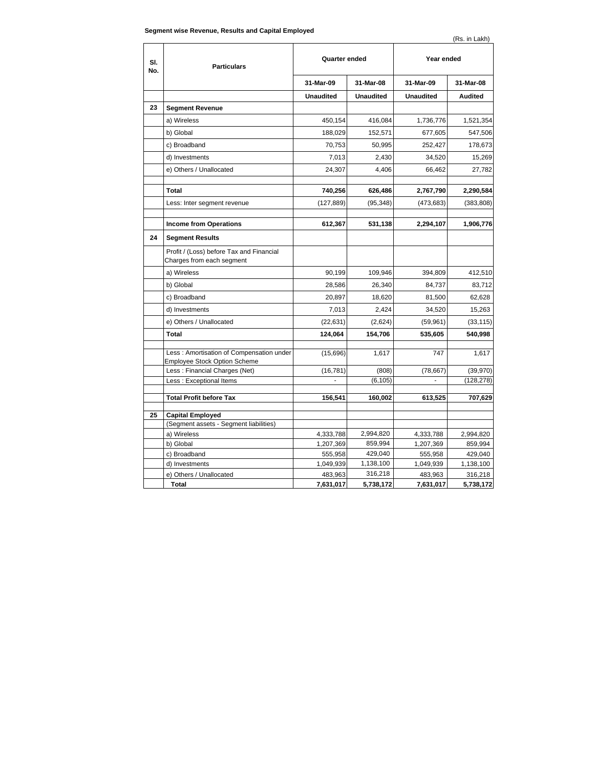**Segment wise Revenue, Results and Capital Employed**

(Rs. in Lakh)

| Sl. No. | Particulars | Quarter ended | | Year ended | |
|---|---|---|---|---|---|
| | | 31-Mar-09 | 31-Mar-08 | 31-Mar-09 | 31-Mar-08 |
| | | **Unaudited** | **Unaudited** | **Unaudited** | **Audited** |
| **23** | **Segment Revenue** | | | | |
| | a) Wireless | 450,154 | 416,084 | 1,736,776 | 1,521,354 |
| | b) Global | 188,029 | 152,571 | 677,605 | 547,506 |
| | c) Broadband | 70,753 | 50,995 | 252,427 | 178,673 |
| | d) Investments | 7,013 | 2,430 | 34,520 | 15,269 |
| | e) Others / Unallocated | 24,307 | 4,406 | 66,462 | 27,782 |
| | | | | | |
| | **Total** | **740,256** | **626,486** | **2,767,790** | **2,290,584** |
| | Less: Inter segment revenue | (127,889) | (95,348) | (473,683) | (383,808) |
| | | | | | |
| | **Income from Operations** | **612,367** | **531,138** | **2,294,107** | **1,906,776** |
| **24** | **Segment Results** | | | | |
| | Profit / (Loss) before Tax and Financial Charges from each segment | | | | |
| | a) Wireless | 90,199 | 109,946 | 394,809 | 412,510 |
| | b) Global | 28,586 | 26,340 | 84,737 | 83,712 |
| | c) Broadband | 20,897 | 18,620 | 81,500 | 62,628 |
| | d) Investments | 7,013 | 2,424 | 34,520 | 15,263 |
| | e) Others / Unallocated | (22,631) | (2,624) | (59,961) | (33,115) |
| | **Total** | **124,064** | **154,706** | **535,605** | **540,998** |
| | | | | | |
| | Less : Amortisation of Compensation under Employee Stock Option Scheme | (15,696) | 1,617 | 747 | 1,617 |
| | Less : Financial Charges (Net) | (16,781) | (808) | (78,667) | (39,970) |
| | Less : Exceptional Items | - | (6,105) | - | (128,278) |
| | | | | | |
| | **Total Profit before Tax** | **156,541** | **160,002** | **613,525** | **707,629** |
| | | | | | |
| **25** | **Capital Employed** | | | | |
| | (Segment assets - Segment liabilities) | | | | |
| | a) Wireless | 4,333,788 | 2,994,820 | 4,333,788 | 2,994,820 |
| | b) Global | 1,207,369 | 859,994 | 1,207,369 | 859,994 |
| | c) Broadband | 555,958 | 429,040 | 555,958 | 429,040 |
| | d) Investments | 1,049,939 | 1,138,100 | 1,049,939 | 1,138,100 |
| | e) Others / Unallocated | 483,963 | 316,218 | 483,963 | 316,218 |
| | **Total** | **7,631,017** | **5,738,172** | **7,631,017** | **5,738,172** |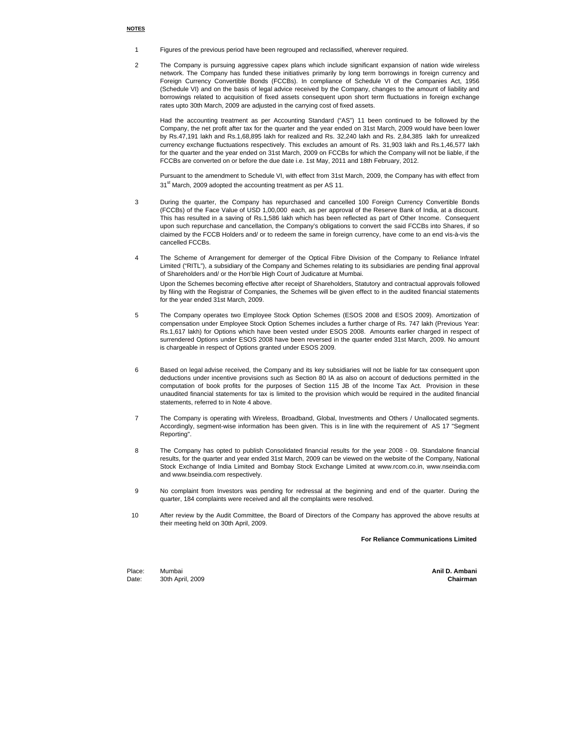**NOTES**

1. Figures of the previous period have been regrouped and reclassified, wherever required.

2. The Company is pursuing aggressive capex plans which include significant expansion of nation wide wireless network. The Company has funded these initiatives primarily by long term borrowings in foreign currency and Foreign Currency Convertible Bonds (FCCBs). In compliance of Schedule VI of the Companies Act, 1956 (Schedule VI) and on the basis of legal advice received by the Company, changes to the amount of liability and borrowings related to acquisition of fixed assets consequent upon short term fluctuations in foreign exchange rates upto 30th March, 2009 are adjusted in the carrying cost of fixed assets.

   Had the accounting treatment as per Accounting Standard ("AS") 11 been continued to be followed by the Company, the net profit after tax for the quarter and the year ended on 31st March, 2009 would have been lower by Rs.47,191 lakh and Rs.1,68,895 lakh for realized and Rs. 32,240 lakh and Rs. 2,84,385 lakh for unrealized currency exchange fluctuations respectively. This excludes an amount of Rs. 31,903 lakh and Rs.1,46,577 lakh for the quarter and the year ended on 31st March, 2009 on FCCBs for which the Company will not be liable, if the FCCBs are converted on or before the due date i.e. 1st May, 2011 and 18th February, 2012.

   Pursuant to the amendment to Schedule VI, with effect from 31st March, 2009, the Company has with effect from 31st March, 2009 adopted the accounting treatment as per AS 11.

3. During the quarter, the Company has repurchased and cancelled 100 Foreign Currency Convertible Bonds (FCCBs) of the Face Value of USD 1,00,000 each, as per approval of the Reserve Bank of India, at a discount. This has resulted in a saving of Rs.1,586 lakh which has been reflected as part of Other Income. Consequent upon such repurchase and cancellation, the Company's obligations to convert the said FCCBs into Shares, if so claimed by the FCCB Holders and/ or to redeem the same in foreign currency, have come to an end vis-à-vis the cancelled FCCBs.

4. The Scheme of Arrangement for demerger of the Optical Fibre Division of the Company to Reliance Infratel Limited ("RITL"), a subsidiary of the Company and Schemes relating to its subsidiaries are pending final approval of Shareholders and/ or the Hon'ble High Court of Judicature at Mumbai.

   Upon the Schemes becoming effective after receipt of Shareholders, Statutory and contractual approvals followed by filing with the Registrar of Companies, the Schemes will be given effect to in the audited financial statements for the year ended 31st March, 2009.

5. The Company operates two Employee Stock Option Schemes (ESOS 2008 and ESOS 2009). Amortization of compensation under Employee Stock Option Schemes includes a further charge of Rs. 747 lakh (Previous Year: Rs.1,617 lakh) for Options which have been vested under ESOS 2008. Amounts earlier charged in respect of surrendered Options under ESOS 2008 have been reversed in the quarter ended 31st March, 2009. No amount is chargeable in respect of Options granted under ESOS 2009.

6. Based on legal advise received, the Company and its key subsidiaries will not be liable for tax consequent upon deductions under incentive provisions such as Section 80 IA as also on account of deductions permitted in the computation of book profits for the purposes of Section 115 JB of the Income Tax Act. Provision in these unaudited financial statements for tax is limited to the provision which would be required in the audited financial statements, referred to in Note 4 above.

7. The Company is operating with Wireless, Broadband, Global, Investments and Others / Unallocated segments. Accordingly, segment-wise information has been given. This is in line with the requirement of AS 17 "Segment Reporting".

8. The Company has opted to publish Consolidated financial results for the year 2008 - 09. Standalone financial results, for the quarter and year ended 31st March, 2009 can be viewed on the website of the Company, National Stock Exchange of India Limited and Bombay Stock Exchange Limited at www.rcom.co.in, www.nseindia.com and www.bseindia.com respectively.

9. No complaint from Investors was pending for redressal at the beginning and end of the quarter. During the quarter, 184 complaints were received and all the complaints were resolved.

10. After review by the Audit Committee, the Board of Directors of the Company has approved the above results at their meeting held on 30th April, 2009.

**For Reliance Communications Limited**

Place: Mumbai
Date: 30th April, 2009

**Anil D. Ambani**
**Chairman**